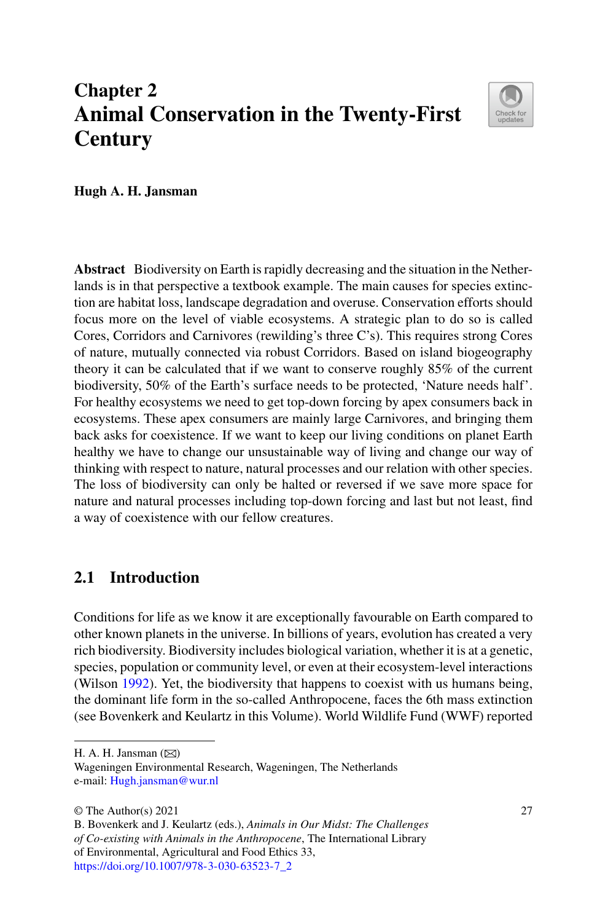# Chapter 2
# Animal Conservation in the Twenty-First Century

**Hugh A. H. Jansman**

**Abstract** Biodiversity on Earth is rapidly decreasing and the situation in the Netherlands is in that perspective a textbook example. The main causes for species extinction are habitat loss, landscape degradation and overuse. Conservation efforts should focus more on the level of viable ecosystems. A strategic plan to do so is called Cores, Corridors and Carnivores (rewilding's three C's). This requires strong Cores of nature, mutually connected via robust Corridors. Based on island biogeography theory it can be calculated that if we want to conserve roughly 85% of the current biodiversity, 50% of the Earth's surface needs to be protected, 'Nature needs half'. For healthy ecosystems we need to get top-down forcing by apex consumers back in ecosystems. These apex consumers are mainly large Carnivores, and bringing them back asks for coexistence. If we want to keep our living conditions on planet Earth healthy we have to change our unsustainable way of living and change our way of thinking with respect to nature, natural processes and our relation with other species. The loss of biodiversity can only be halted or reversed if we save more space for nature and natural processes including top-down forcing and last but not least, find a way of coexistence with our fellow creatures.

## 2.1 Introduction

Conditions for life as we know it are exceptionally favourable on Earth compared to other known planets in the universe. In billions of years, evolution has created a very rich biodiversity. Biodiversity includes biological variation, whether it is at a genetic, species, population or community level, or even at their ecosystem-level interactions (Wilson 1992). Yet, the biodiversity that happens to coexist with us humans being, the dominant life form in the so-called Anthropocene, faces the 6th mass extinction (see Bovenkerk and Keulartz in this Volume). World Wildlife Fund (WWF) reported

H. A. H. Jansman (✉)
Wageningen Environmental Research, Wageningen, The Netherlands
e-mail: Hugh.jansman@wur.nl

© The Author(s) 2021
B. Bovenkerk and J. Keulartz (eds.), *Animals in Our Midst: The Challenges of Co-existing with Animals in the Anthropocene*, The International Library of Environmental, Agricultural and Food Ethics 33,
https://doi.org/10.1007/978-3-030-63523-7_2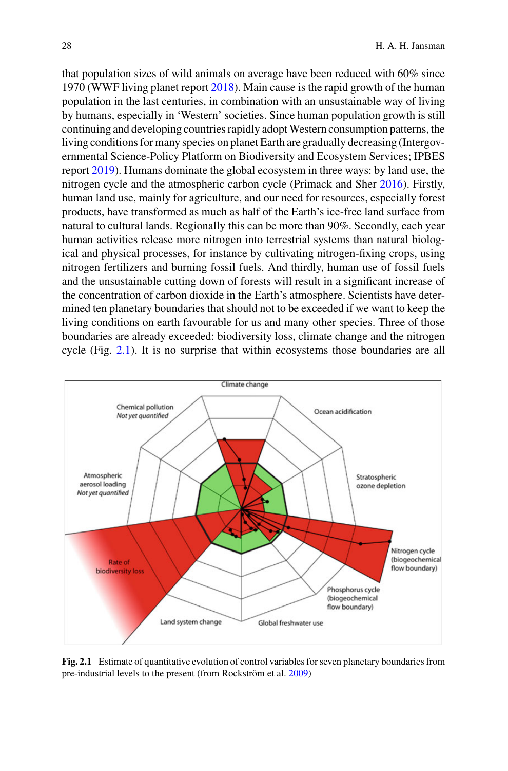that population sizes of wild animals on average have been reduced with 60% since 1970 (WWF living planet report 2018). Main cause is the rapid growth of the human population in the last centuries, in combination with an unsustainable way of living by humans, especially in 'Western' societies. Since human population growth is still continuing and developing countries rapidly adopt Western consumption patterns, the living conditions for many species on planet Earth are gradually decreasing (Intergovernmental Science-Policy Platform on Biodiversity and Ecosystem Services; IPBES report 2019). Humans dominate the global ecosystem in three ways: by land use, the nitrogen cycle and the atmospheric carbon cycle (Primack and Sher 2016). Firstly, human land use, mainly for agriculture, and our need for resources, especially forest products, have transformed as much as half of the Earth's ice-free land surface from natural to cultural lands. Regionally this can be more than 90%. Secondly, each year human activities release more nitrogen into terrestrial systems than natural biological and physical processes, for instance by cultivating nitrogen-fixing crops, using nitrogen fertilizers and burning fossil fuels. And thirdly, human use of fossil fuels and the unsustainable cutting down of forests will result in a significant increase of the concentration of carbon dioxide in the Earth's atmosphere. Scientists have determined ten planetary boundaries that should not to be exceeded if we want to keep the living conditions on earth favourable for us and many other species. Three of those boundaries are already exceeded: biodiversity loss, climate change and the nitrogen cycle (Fig. 2.1). It is no surprise that within ecosystems those boundaries are all

**Fig. 2.1** Estimate of quantitative evolution of control variables for seven planetary boundaries from pre-industrial levels to the present (from Rockström et al. 2009)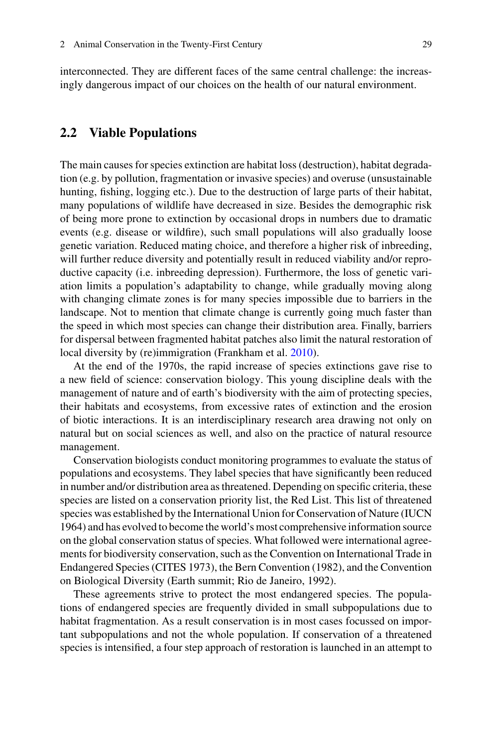interconnected. They are different faces of the same central challenge: the increasingly dangerous impact of our choices on the health of our natural environment.

## 2.2 Viable Populations

The main causes for species extinction are habitat loss (destruction), habitat degradation (e.g. by pollution, fragmentation or invasive species) and overuse (unsustainable hunting, fishing, logging etc.). Due to the destruction of large parts of their habitat, many populations of wildlife have decreased in size. Besides the demographic risk of being more prone to extinction by occasional drops in numbers due to dramatic events (e.g. disease or wildfire), such small populations will also gradually loose genetic variation. Reduced mating choice, and therefore a higher risk of inbreeding, will further reduce diversity and potentially result in reduced viability and/or reproductive capacity (i.e. inbreeding depression). Furthermore, the loss of genetic variation limits a population's adaptability to change, while gradually moving along with changing climate zones is for many species impossible due to barriers in the landscape. Not to mention that climate change is currently going much faster than the speed in which most species can change their distribution area. Finally, barriers for dispersal between fragmented habitat patches also limit the natural restoration of local diversity by (re)immigration (Frankham et al. 2010).

At the end of the 1970s, the rapid increase of species extinctions gave rise to a new field of science: conservation biology. This young discipline deals with the management of nature and of earth's biodiversity with the aim of protecting species, their habitats and ecosystems, from excessive rates of extinction and the erosion of biotic interactions. It is an interdisciplinary research area drawing not only on natural but on social sciences as well, and also on the practice of natural resource management.

Conservation biologists conduct monitoring programmes to evaluate the status of populations and ecosystems. They label species that have significantly been reduced in number and/or distribution area as threatened. Depending on specific criteria, these species are listed on a conservation priority list, the Red List. This list of threatened species was established by the International Union for Conservation of Nature (IUCN 1964) and has evolved to become the world's most comprehensive information source on the global conservation status of species. What followed were international agreements for biodiversity conservation, such as the Convention on International Trade in Endangered Species (CITES 1973), the Bern Convention (1982), and the Convention on Biological Diversity (Earth summit; Rio de Janeiro, 1992).

These agreements strive to protect the most endangered species. The populations of endangered species are frequently divided in small subpopulations due to habitat fragmentation. As a result conservation is in most cases focussed on important subpopulations and not the whole population. If conservation of a threatened species is intensified, a four step approach of restoration is launched in an attempt to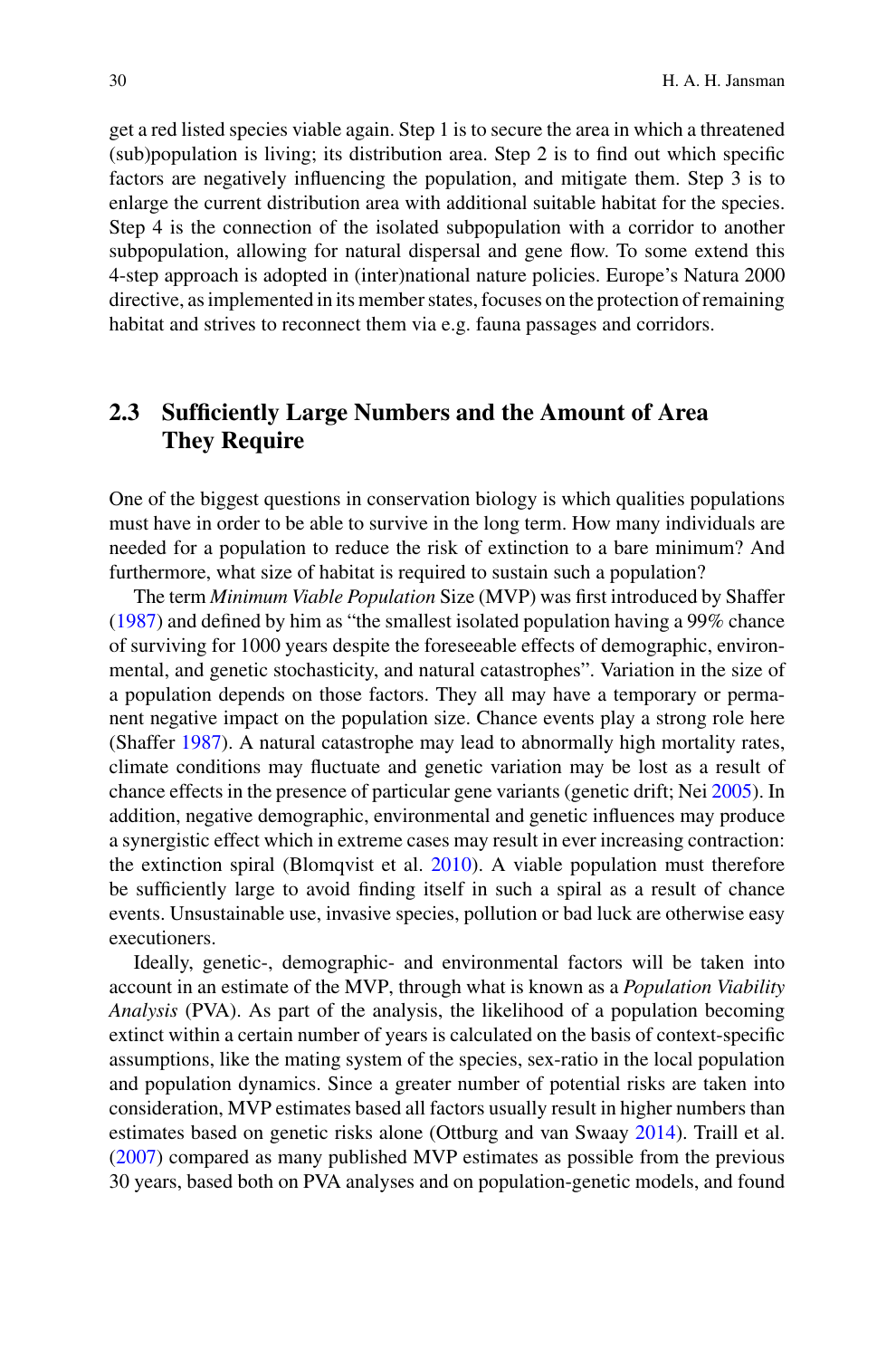get a red listed species viable again. Step 1 is to secure the area in which a threatened (sub)population is living; its distribution area. Step 2 is to find out which specific factors are negatively influencing the population, and mitigate them. Step 3 is to enlarge the current distribution area with additional suitable habitat for the species. Step 4 is the connection of the isolated subpopulation with a corridor to another subpopulation, allowing for natural dispersal and gene flow. To some extend this 4-step approach is adopted in (inter)national nature policies. Europe's Natura 2000 directive, as implemented in its member states, focuses on the protection of remaining habitat and strives to reconnect them via e.g. fauna passages and corridors.

## 2.3 Sufficiently Large Numbers and the Amount of Area They Require

One of the biggest questions in conservation biology is which qualities populations must have in order to be able to survive in the long term. How many individuals are needed for a population to reduce the risk of extinction to a bare minimum? And furthermore, what size of habitat is required to sustain such a population?

The term *Minimum Viable Population* Size (MVP) was first introduced by Shaffer (1987) and defined by him as "the smallest isolated population having a 99% chance of surviving for 1000 years despite the foreseeable effects of demographic, environmental, and genetic stochasticity, and natural catastrophes". Variation in the size of a population depends on those factors. They all may have a temporary or permanent negative impact on the population size. Chance events play a strong role here (Shaffer 1987). A natural catastrophe may lead to abnormally high mortality rates, climate conditions may fluctuate and genetic variation may be lost as a result of chance effects in the presence of particular gene variants (genetic drift; Nei 2005). In addition, negative demographic, environmental and genetic influences may produce a synergistic effect which in extreme cases may result in ever increasing contraction: the extinction spiral (Blomqvist et al. 2010). A viable population must therefore be sufficiently large to avoid finding itself in such a spiral as a result of chance events. Unsustainable use, invasive species, pollution or bad luck are otherwise easy executioners.

Ideally, genetic-, demographic- and environmental factors will be taken into account in an estimate of the MVP, through what is known as a *Population Viability Analysis* (PVA). As part of the analysis, the likelihood of a population becoming extinct within a certain number of years is calculated on the basis of context-specific assumptions, like the mating system of the species, sex-ratio in the local population and population dynamics. Since a greater number of potential risks are taken into consideration, MVP estimates based all factors usually result in higher numbers than estimates based on genetic risks alone (Ottburg and van Swaay 2014). Traill et al. (2007) compared as many published MVP estimates as possible from the previous 30 years, based both on PVA analyses and on population-genetic models, and found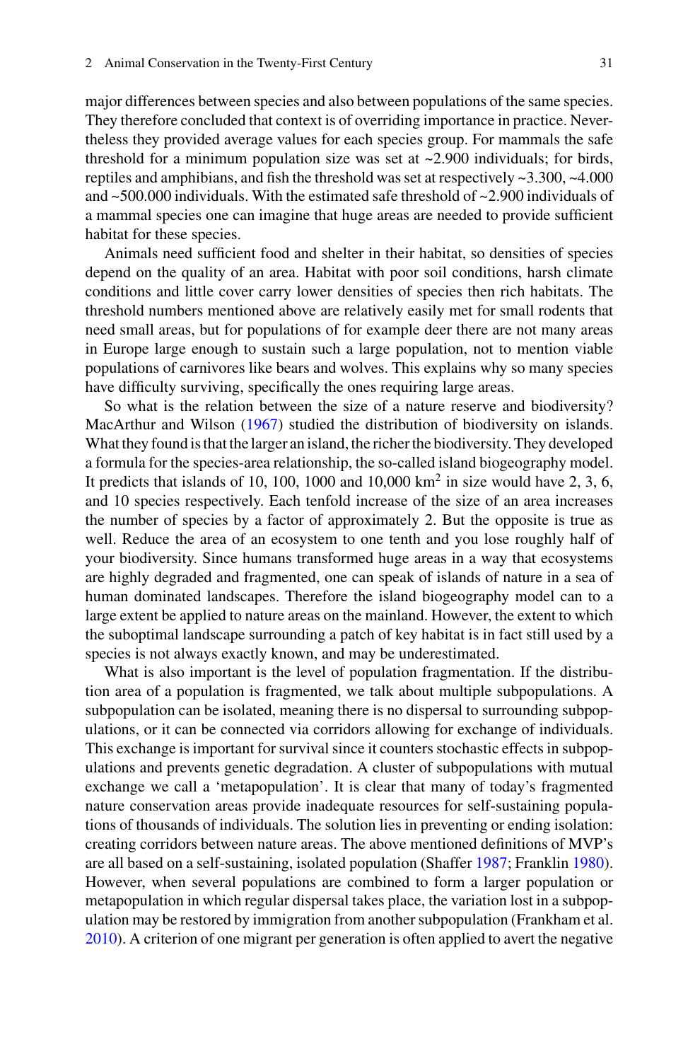major differences between species and also between populations of the same species. They therefore concluded that context is of overriding importance in practice. Nevertheless they provided average values for each species group. For mammals the safe threshold for a minimum population size was set at ~2.900 individuals; for birds, reptiles and amphibians, and fish the threshold was set at respectively ~3.300, ~4.000 and ~500.000 individuals. With the estimated safe threshold of ~2.900 individuals of a mammal species one can imagine that huge areas are needed to provide sufficient habitat for these species.

Animals need sufficient food and shelter in their habitat, so densities of species depend on the quality of an area. Habitat with poor soil conditions, harsh climate conditions and little cover carry lower densities of species then rich habitats. The threshold numbers mentioned above are relatively easily met for small rodents that need small areas, but for populations of for example deer there are not many areas in Europe large enough to sustain such a large population, not to mention viable populations of carnivores like bears and wolves. This explains why so many species have difficulty surviving, specifically the ones requiring large areas.

So what is the relation between the size of a nature reserve and biodiversity? MacArthur and Wilson (1967) studied the distribution of biodiversity on islands. What they found is that the larger an island, the richer the biodiversity. They developed a formula for the species-area relationship, the so-called island biogeography model. It predicts that islands of 10, 100, 1000 and 10,000 $km^2$ in size would have 2, 3, 6, and 10 species respectively. Each tenfold increase of the size of an area increases the number of species by a factor of approximately 2. But the opposite is true as well. Reduce the area of an ecosystem to one tenth and you lose roughly half of your biodiversity. Since humans transformed huge areas in a way that ecosystems are highly degraded and fragmented, one can speak of islands of nature in a sea of human dominated landscapes. Therefore the island biogeography model can to a large extent be applied to nature areas on the mainland. However, the extent to which the suboptimal landscape surrounding a patch of key habitat is in fact still used by a species is not always exactly known, and may be underestimated.

What is also important is the level of population fragmentation. If the distribution area of a population is fragmented, we talk about multiple subpopulations. A subpopulation can be isolated, meaning there is no dispersal to surrounding subpopulations, or it can be connected via corridors allowing for exchange of individuals. This exchange is important for survival since it counters stochastic effects in subpopulations and prevents genetic degradation. A cluster of subpopulations with mutual exchange we call a 'metapopulation'. It is clear that many of today's fragmented nature conservation areas provide inadequate resources for self-sustaining populations of thousands of individuals. The solution lies in preventing or ending isolation: creating corridors between nature areas. The above mentioned definitions of MVP's are all based on a self-sustaining, isolated population (Shaffer 1987; Franklin 1980). However, when several populations are combined to form a larger population or metapopulation in which regular dispersal takes place, the variation lost in a subpopulation may be restored by immigration from another subpopulation (Frankham et al. 2010). A criterion of one migrant per generation is often applied to avert the negative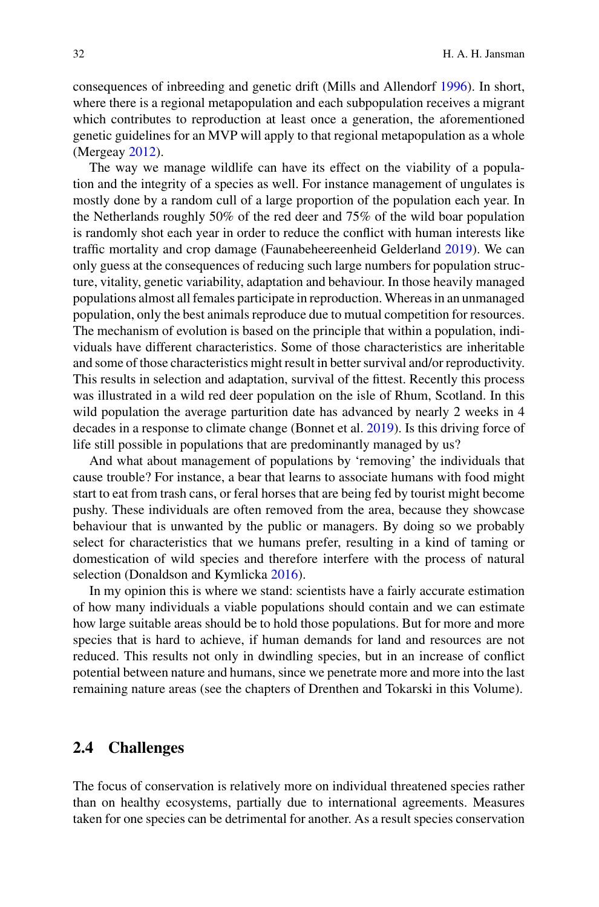consequences of inbreeding and genetic drift (Mills and Allendorf 1996). In short, where there is a regional metapopulation and each subpopulation receives a migrant which contributes to reproduction at least once a generation, the aforementioned genetic guidelines for an MVP will apply to that regional metapopulation as a whole (Mergeay 2012).

The way we manage wildlife can have its effect on the viability of a population and the integrity of a species as well. For instance management of ungulates is mostly done by a random cull of a large proportion of the population each year. In the Netherlands roughly 50% of the red deer and 75% of the wild boar population is randomly shot each year in order to reduce the conflict with human interests like traffic mortality and crop damage (Faunabeheereenheid Gelderland 2019). We can only guess at the consequences of reducing such large numbers for population structure, vitality, genetic variability, adaptation and behaviour. In those heavily managed populations almost all females participate in reproduction. Whereas in an unmanaged population, only the best animals reproduce due to mutual competition for resources. The mechanism of evolution is based on the principle that within a population, individuals have different characteristics. Some of those characteristics are inheritable and some of those characteristics might result in better survival and/or reproductivity. This results in selection and adaptation, survival of the fittest. Recently this process was illustrated in a wild red deer population on the isle of Rhum, Scotland. In this wild population the average parturition date has advanced by nearly 2 weeks in 4 decades in a response to climate change (Bonnet et al. 2019). Is this driving force of life still possible in populations that are predominantly managed by us?

And what about management of populations by 'removing' the individuals that cause trouble? For instance, a bear that learns to associate humans with food might start to eat from trash cans, or feral horses that are being fed by tourist might become pushy. These individuals are often removed from the area, because they showcase behaviour that is unwanted by the public or managers. By doing so we probably select for characteristics that we humans prefer, resulting in a kind of taming or domestication of wild species and therefore interfere with the process of natural selection (Donaldson and Kymlicka 2016).

In my opinion this is where we stand: scientists have a fairly accurate estimation of how many individuals a viable populations should contain and we can estimate how large suitable areas should be to hold those populations. But for more and more species that is hard to achieve, if human demands for land and resources are not reduced. This results not only in dwindling species, but in an increase of conflict potential between nature and humans, since we penetrate more and more into the last remaining nature areas (see the chapters of Drenthen and Tokarski in this Volume).

## 2.4 Challenges

The focus of conservation is relatively more on individual threatened species rather than on healthy ecosystems, partially due to international agreements. Measures taken for one species can be detrimental for another. As a result species conservation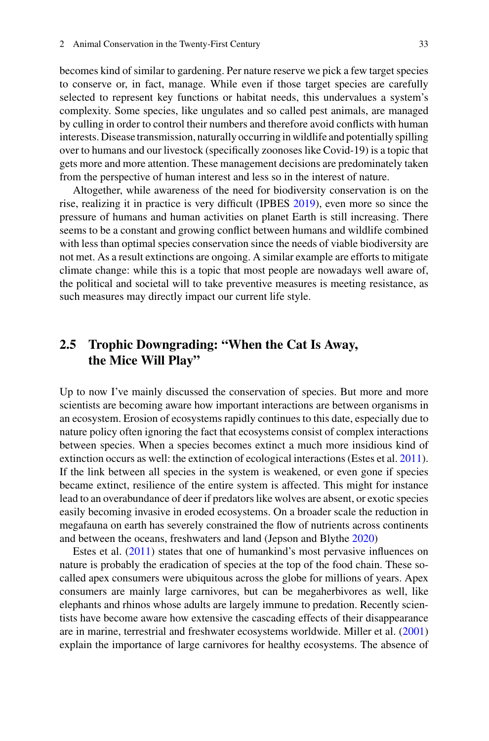becomes kind of similar to gardening. Per nature reserve we pick a few target species to conserve or, in fact, manage. While even if those target species are carefully selected to represent key functions or habitat needs, this undervalues a system's complexity. Some species, like ungulates and so called pest animals, are managed by culling in order to control their numbers and therefore avoid conflicts with human interests. Disease transmission, naturally occurring in wildlife and potentially spilling over to humans and our livestock (specifically zoonoses like Covid-19) is a topic that gets more and more attention. These management decisions are predominately taken from the perspective of human interest and less so in the interest of nature.

Altogether, while awareness of the need for biodiversity conservation is on the rise, realizing it in practice is very difficult (IPBES 2019), even more so since the pressure of humans and human activities on planet Earth is still increasing. There seems to be a constant and growing conflict between humans and wildlife combined with less than optimal species conservation since the needs of viable biodiversity are not met. As a result extinctions are ongoing. A similar example are efforts to mitigate climate change: while this is a topic that most people are nowadays well aware of, the political and societal will to take preventive measures is meeting resistance, as such measures may directly impact our current life style.

## 2.5 Trophic Downgrading: "When the Cat Is Away, the Mice Will Play"

Up to now I've mainly discussed the conservation of species. But more and more scientists are becoming aware how important interactions are between organisms in an ecosystem. Erosion of ecosystems rapidly continues to this date, especially due to nature policy often ignoring the fact that ecosystems consist of complex interactions between species. When a species becomes extinct a much more insidious kind of extinction occurs as well: the extinction of ecological interactions (Estes et al. 2011). If the link between all species in the system is weakened, or even gone if species became extinct, resilience of the entire system is affected. This might for instance lead to an overabundance of deer if predators like wolves are absent, or exotic species easily becoming invasive in eroded ecosystems. On a broader scale the reduction in megafauna on earth has severely constrained the flow of nutrients across continents and between the oceans, freshwaters and land (Jepson and Blythe 2020)

Estes et al. (2011) states that one of humankind's most pervasive influences on nature is probably the eradication of species at the top of the food chain. These so-called apex consumers were ubiquitous across the globe for millions of years. Apex consumers are mainly large carnivores, but can be megaherbivores as well, like elephants and rhinos whose adults are largely immune to predation. Recently scientists have become aware how extensive the cascading effects of their disappearance are in marine, terrestrial and freshwater ecosystems worldwide. Miller et al. (2001) explain the importance of large carnivores for healthy ecosystems. The absence of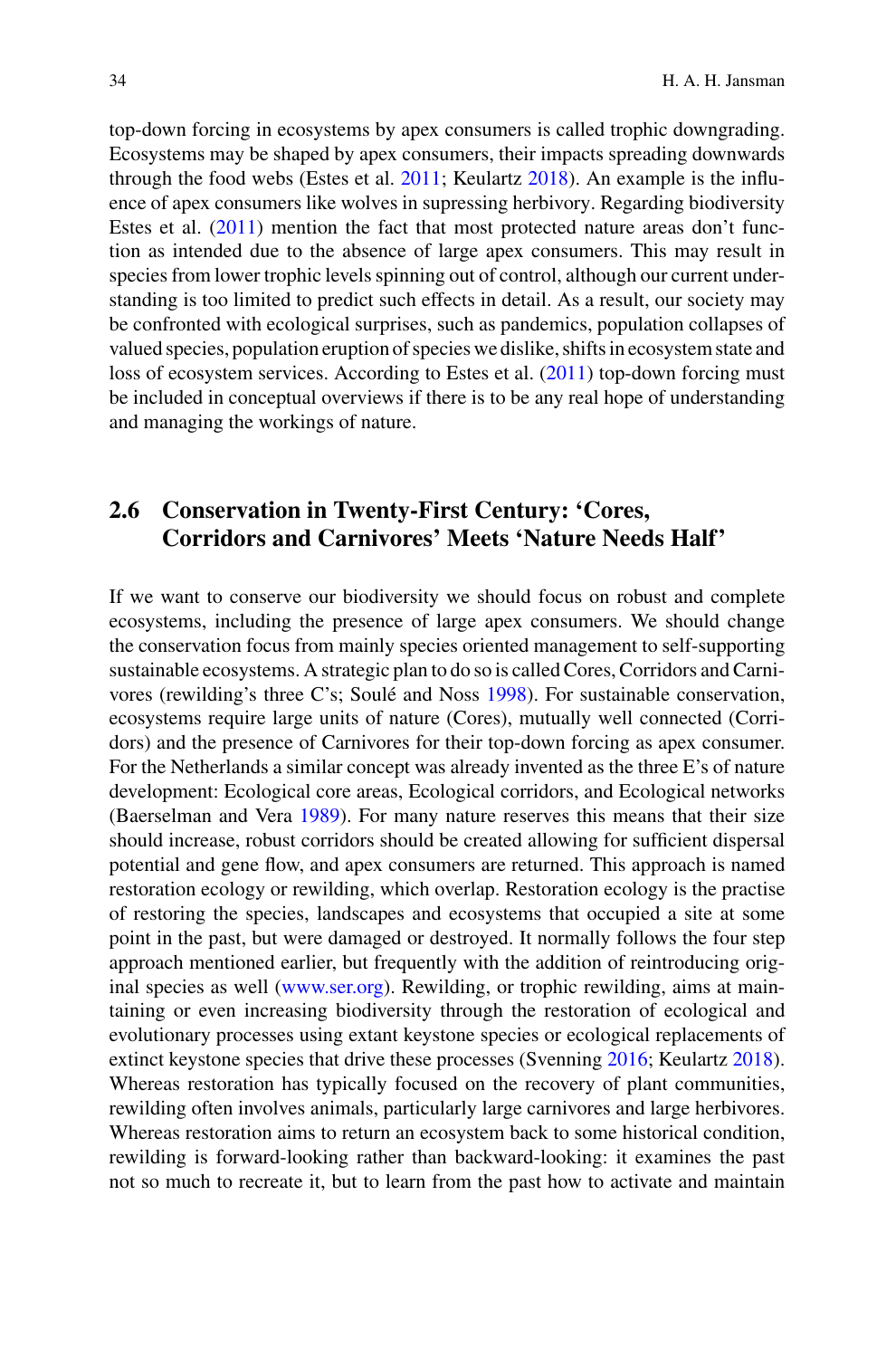top-down forcing in ecosystems by apex consumers is called trophic downgrading. Ecosystems may be shaped by apex consumers, their impacts spreading downwards through the food webs (Estes et al. 2011; Keulartz 2018). An example is the influence of apex consumers like wolves in supressing herbivory. Regarding biodiversity Estes et al. (2011) mention the fact that most protected nature areas don't function as intended due to the absence of large apex consumers. This may result in species from lower trophic levels spinning out of control, although our current understanding is too limited to predict such effects in detail. As a result, our society may be confronted with ecological surprises, such as pandemics, population collapses of valued species, population eruption of species we dislike, shifts in ecosystem state and loss of ecosystem services. According to Estes et al. (2011) top-down forcing must be included in conceptual overviews if there is to be any real hope of understanding and managing the workings of nature.

## 2.6 Conservation in Twenty-First Century: 'Cores, Corridors and Carnivores' Meets 'Nature Needs Half'

If we want to conserve our biodiversity we should focus on robust and complete ecosystems, including the presence of large apex consumers. We should change the conservation focus from mainly species oriented management to self-supporting sustainable ecosystems. A strategic plan to do so is called Cores, Corridors and Carnivores (rewilding's three C's; Soulé and Noss 1998). For sustainable conservation, ecosystems require large units of nature (Cores), mutually well connected (Corridors) and the presence of Carnivores for their top-down forcing as apex consumer. For the Netherlands a similar concept was already invented as the three E's of nature development: Ecological core areas, Ecological corridors, and Ecological networks (Baerselman and Vera 1989). For many nature reserves this means that their size should increase, robust corridors should be created allowing for sufficient dispersal potential and gene flow, and apex consumers are returned. This approach is named restoration ecology or rewilding, which overlap. Restoration ecology is the practise of restoring the species, landscapes and ecosystems that occupied a site at some point in the past, but were damaged or destroyed. It normally follows the four step approach mentioned earlier, but frequently with the addition of reintroducing original species as well (www.ser.org). Rewilding, or trophic rewilding, aims at maintaining or even increasing biodiversity through the restoration of ecological and evolutionary processes using extant keystone species or ecological replacements of extinct keystone species that drive these processes (Svenning 2016; Keulartz 2018). Whereas restoration has typically focused on the recovery of plant communities, rewilding often involves animals, particularly large carnivores and large herbivores. Whereas restoration aims to return an ecosystem back to some historical condition, rewilding is forward-looking rather than backward-looking: it examines the past not so much to recreate it, but to learn from the past how to activate and maintain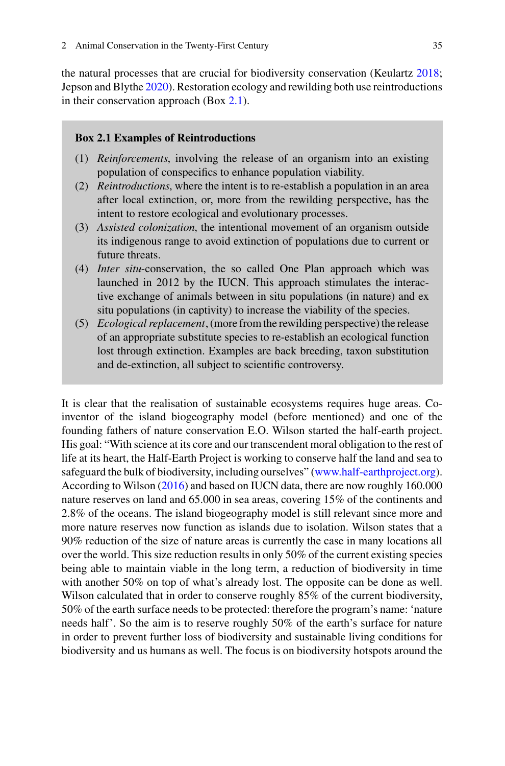the natural processes that are crucial for biodiversity conservation (Keulartz 2018; Jepson and Blythe 2020). Restoration ecology and rewilding both use reintroductions in their conservation approach (Box 2.1).

> **Box 2.1 Examples of Reintroductions**
>
> (1) *Reinforcements*, involving the release of an organism into an existing population of conspecifics to enhance population viability.
> (2) *Reintroductions*, where the intent is to re-establish a population in an area after local extinction, or, more from the rewilding perspective, has the intent to restore ecological and evolutionary processes.
> (3) *Assisted colonization*, the intentional movement of an organism outside its indigenous range to avoid extinction of populations due to current or future threats.
> (4) *Inter situ*-conservation, the so called One Plan approach which was launched in 2012 by the IUCN. This approach stimulates the interactive exchange of animals between in situ populations (in nature) and ex situ populations (in captivity) to increase the viability of the species.
> (5) *Ecological replacement*, (more from the rewilding perspective) the release of an appropriate substitute species to re-establish an ecological function lost through extinction. Examples are back breeding, taxon substitution and de-extinction, all subject to scientific controversy.

It is clear that the realisation of sustainable ecosystems requires huge areas. Co-inventor of the island biogeography model (before mentioned) and one of the founding fathers of nature conservation E.O. Wilson started the half-earth project. His goal: "With science at its core and our transcendent moral obligation to the rest of life at its heart, the Half-Earth Project is working to conserve half the land and sea to safeguard the bulk of biodiversity, including ourselves" (www.half-earthproject.org). According to Wilson (2016) and based on IUCN data, there are now roughly 160.000 nature reserves on land and 65.000 in sea areas, covering 15% of the continents and 2.8% of the oceans. The island biogeography model is still relevant since more and more nature reserves now function as islands due to isolation. Wilson states that a 90% reduction of the size of nature areas is currently the case in many locations all over the world. This size reduction results in only 50% of the current existing species being able to maintain viable in the long term, a reduction of biodiversity in time with another 50% on top of what's already lost. The opposite can be done as well. Wilson calculated that in order to conserve roughly 85% of the current biodiversity, 50% of the earth surface needs to be protected: therefore the program's name: 'nature needs half'. So the aim is to reserve roughly 50% of the earth's surface for nature in order to prevent further loss of biodiversity and sustainable living conditions for biodiversity and us humans as well. The focus is on biodiversity hotspots around the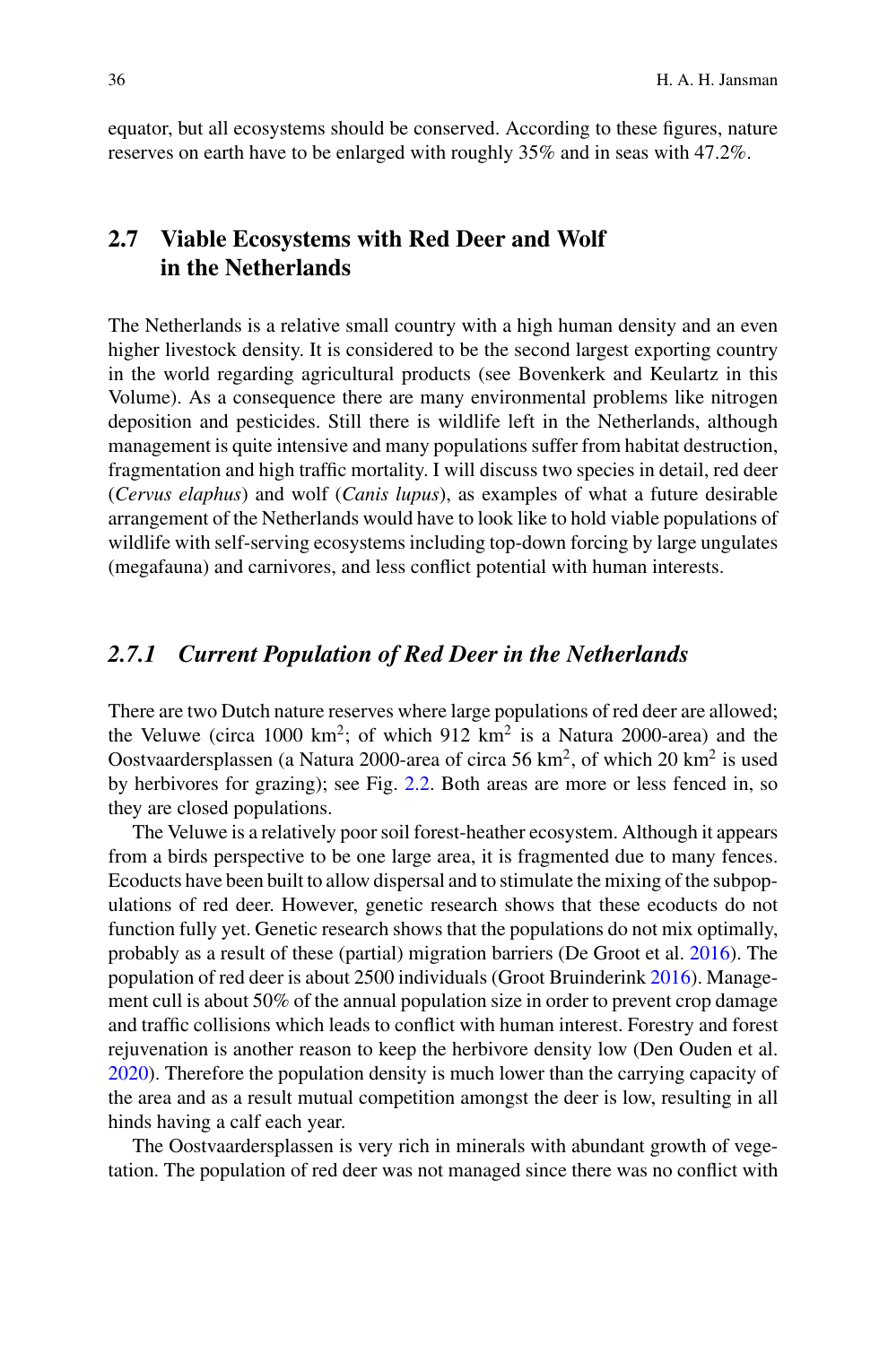equator, but all ecosystems should be conserved. According to these figures, nature reserves on earth have to be enlarged with roughly 35% and in seas with 47.2%.

## 2.7 Viable Ecosystems with Red Deer and Wolf in the Netherlands

The Netherlands is a relative small country with a high human density and an even higher livestock density. It is considered to be the second largest exporting country in the world regarding agricultural products (see Bovenkerk and Keulartz in this Volume). As a consequence there are many environmental problems like nitrogen deposition and pesticides. Still there is wildlife left in the Netherlands, although management is quite intensive and many populations suffer from habitat destruction, fragmentation and high traffic mortality. I will discuss two species in detail, red deer (*Cervus elaphus*) and wolf (*Canis lupus*), as examples of what a future desirable arrangement of the Netherlands would have to look like to hold viable populations of wildlife with self-serving ecosystems including top-down forcing by large ungulates (megafauna) and carnivores, and less conflict potential with human interests.

### *2.7.1 Current Population of Red Deer in the Netherlands*

There are two Dutch nature reserves where large populations of red deer are allowed; the Veluwe (circa 1000 km$^2$; of which 912 km$^2$ is a Natura 2000-area) and the Oostvaardersplassen (a Natura 2000-area of circa 56 km$^2$, of which 20 km$^2$ is used by herbivores for grazing); see Fig. 2.2. Both areas are more or less fenced in, so they are closed populations.

The Veluwe is a relatively poor soil forest-heather ecosystem. Although it appears from a birds perspective to be one large area, it is fragmented due to many fences. Ecoducts have been built to allow dispersal and to stimulate the mixing of the subpopulations of red deer. However, genetic research shows that these ecoducts do not function fully yet. Genetic research shows that the populations do not mix optimally, probably as a result of these (partial) migration barriers (De Groot et al. 2016). The population of red deer is about 2500 individuals (Groot Bruinderink 2016). Management cull is about 50% of the annual population size in order to prevent crop damage and traffic collisions which leads to conflict with human interest. Forestry and forest rejuvenation is another reason to keep the herbivore density low (Den Ouden et al. 2020). Therefore the population density is much lower than the carrying capacity of the area and as a result mutual competition amongst the deer is low, resulting in all hinds having a calf each year.

The Oostvaardersplassen is very rich in minerals with abundant growth of vegetation. The population of red deer was not managed since there was no conflict with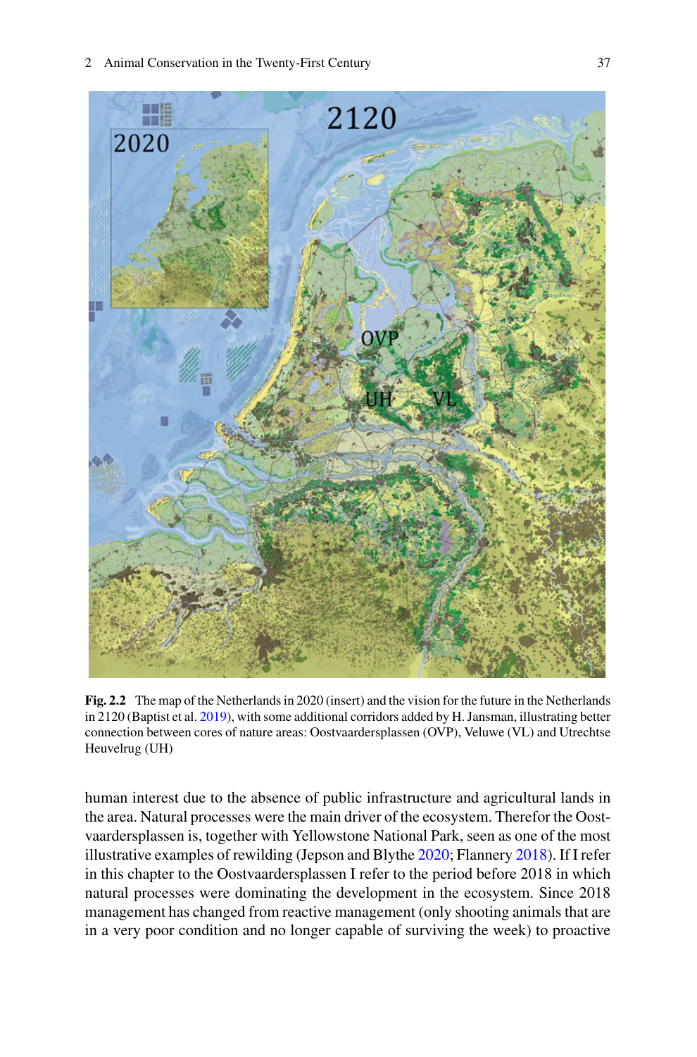**Fig. 2.2** The map of the Netherlands in 2020 (insert) and the vision for the future in the Netherlands in 2120 (Baptist et al. 2019), with some additional corridors added by H. Jansman, illustrating better connection between cores of nature areas: Oostvaardersplassen (OVP), Veluwe (VL) and Utrechtse Heuvelrug (UH)

human interest due to the absence of public infrastructure and agricultural lands in the area. Natural processes were the main driver of the ecosystem. Therefor the Oostvaardersplassen is, together with Yellowstone National Park, seen as one of the most illustrative examples of rewilding (Jepson and Blythe 2020; Flannery 2018). If I refer in this chapter to the Oostvaardersplassen I refer to the period before 2018 in which natural processes were dominating the development in the ecosystem. Since 2018 management has changed from reactive management (only shooting animals that are in a very poor condition and no longer capable of surviving the week) to proactive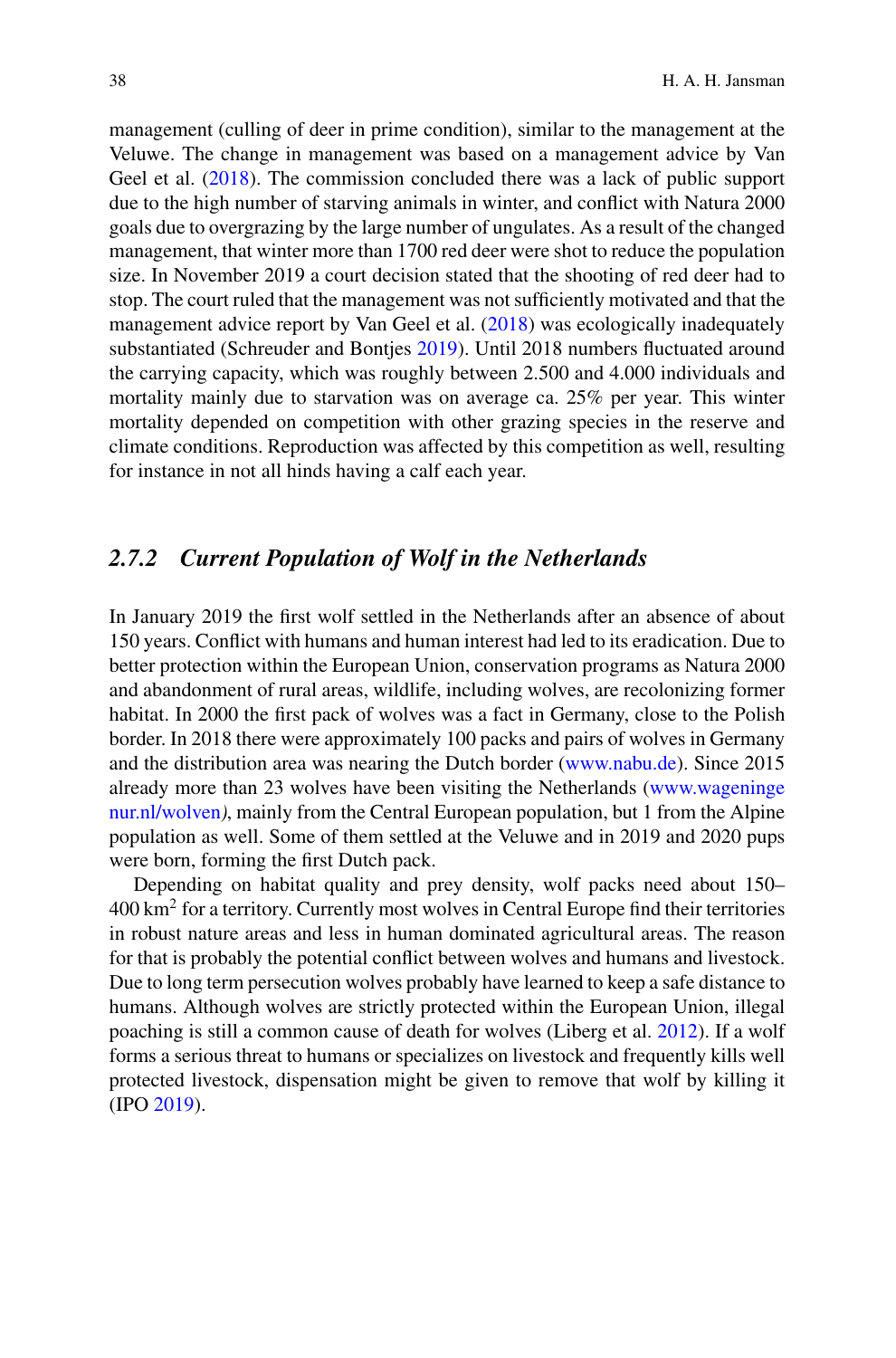management (culling of deer in prime condition), similar to the management at the Veluwe. The change in management was based on a management advice by Van Geel et al. (2018). The commission concluded there was a lack of public support due to the high number of starving animals in winter, and conflict with Natura 2000 goals due to overgrazing by the large number of ungulates. As a result of the changed management, that winter more than 1700 red deer were shot to reduce the population size. In November 2019 a court decision stated that the shooting of red deer had to stop. The court ruled that the management was not sufficiently motivated and that the management advice report by Van Geel et al. (2018) was ecologically inadequately substantiated (Schreuder and Bontjes 2019). Until 2018 numbers fluctuated around the carrying capacity, which was roughly between 2.500 and 4.000 individuals and mortality mainly due to starvation was on average ca. 25% per year. This winter mortality depended on competition with other grazing species in the reserve and climate conditions. Reproduction was affected by this competition as well, resulting for instance in not all hinds having a calf each year.

### *2.7.2 Current Population of Wolf in the Netherlands*

In January 2019 the first wolf settled in the Netherlands after an absence of about 150 years. Conflict with humans and human interest had led to its eradication. Due to better protection within the European Union, conservation programs as Natura 2000 and abandonment of rural areas, wildlife, including wolves, are recolonizing former habitat. In 2000 the first pack of wolves was a fact in Germany, close to the Polish border. In 2018 there were approximately 100 packs and pairs of wolves in Germany and the distribution area was nearing the Dutch border (www.nabu.de). Since 2015 already more than 23 wolves have been visiting the Netherlands (www.wageningenur.nl/wolven), mainly from the Central European population, but 1 from the Alpine population as well. Some of them settled at the Veluwe and in 2019 and 2020 pups were born, forming the first Dutch pack.

Depending on habitat quality and prey density, wolf packs need about 150–400 km$^2$ for a territory. Currently most wolves in Central Europe find their territories in robust nature areas and less in human dominated agricultural areas. The reason for that is probably the potential conflict between wolves and humans and livestock. Due to long term persecution wolves probably have learned to keep a safe distance to humans. Although wolves are strictly protected within the European Union, illegal poaching is still a common cause of death for wolves (Liberg et al. 2012). If a wolf forms a serious threat to humans or specializes on livestock and frequently kills well protected livestock, dispensation might be given to remove that wolf by killing it (IPO 2019).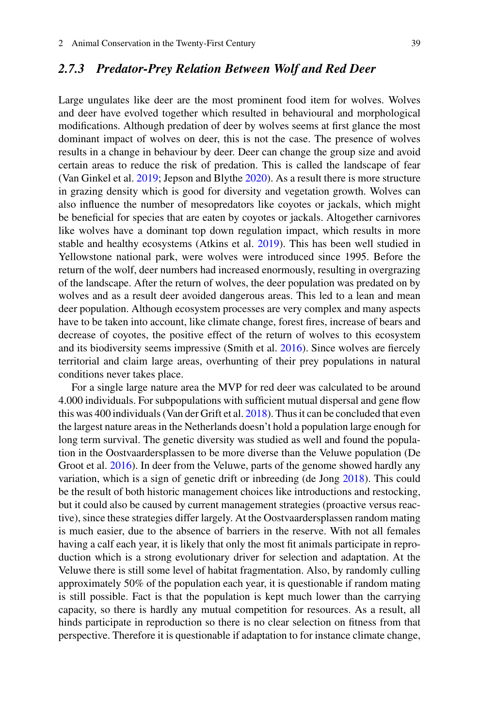### *2.7.3 Predator-Prey Relation Between Wolf and Red Deer*

Large ungulates like deer are the most prominent food item for wolves. Wolves and deer have evolved together which resulted in behavioural and morphological modifications. Although predation of deer by wolves seems at first glance the most dominant impact of wolves on deer, this is not the case. The presence of wolves results in a change in behaviour by deer. Deer can change the group size and avoid certain areas to reduce the risk of predation. This is called the landscape of fear (Van Ginkel et al. 2019; Jepson and Blythe 2020). As a result there is more structure in grazing density which is good for diversity and vegetation growth. Wolves can also influence the number of mesopredators like coyotes or jackals, which might be beneficial for species that are eaten by coyotes or jackals. Altogether carnivores like wolves have a dominant top down regulation impact, which results in more stable and healthy ecosystems (Atkins et al. 2019). This has been well studied in Yellowstone national park, were wolves were introduced since 1995. Before the return of the wolf, deer numbers had increased enormously, resulting in overgrazing of the landscape. After the return of wolves, the deer population was predated on by wolves and as a result deer avoided dangerous areas. This led to a lean and mean deer population. Although ecosystem processes are very complex and many aspects have to be taken into account, like climate change, forest fires, increase of bears and decrease of coyotes, the positive effect of the return of wolves to this ecosystem and its biodiversity seems impressive (Smith et al. 2016). Since wolves are fiercely territorial and claim large areas, overhunting of their prey populations in natural conditions never takes place.

For a single large nature area the MVP for red deer was calculated to be around 4.000 individuals. For subpopulations with sufficient mutual dispersal and gene flow this was 400 individuals (Van der Grift et al. 2018). Thus it can be concluded that even the largest nature areas in the Netherlands doesn't hold a population large enough for long term survival. The genetic diversity was studied as well and found the population in the Oostvaardersplassen to be more diverse than the Veluwe population (De Groot et al. 2016). In deer from the Veluwe, parts of the genome showed hardly any variation, which is a sign of genetic drift or inbreeding (de Jong 2018). This could be the result of both historic management choices like introductions and restocking, but it could also be caused by current management strategies (proactive versus reactive), since these strategies differ largely. At the Oostvaardersplassen random mating is much easier, due to the absence of barriers in the reserve. With not all females having a calf each year, it is likely that only the most fit animals participate in reproduction which is a strong evolutionary driver for selection and adaptation. At the Veluwe there is still some level of habitat fragmentation. Also, by randomly culling approximately 50% of the population each year, it is questionable if random mating is still possible. Fact is that the population is kept much lower than the carrying capacity, so there is hardly any mutual competition for resources. As a result, all hinds participate in reproduction so there is no clear selection on fitness from that perspective. Therefore it is questionable if adaptation to for instance climate change,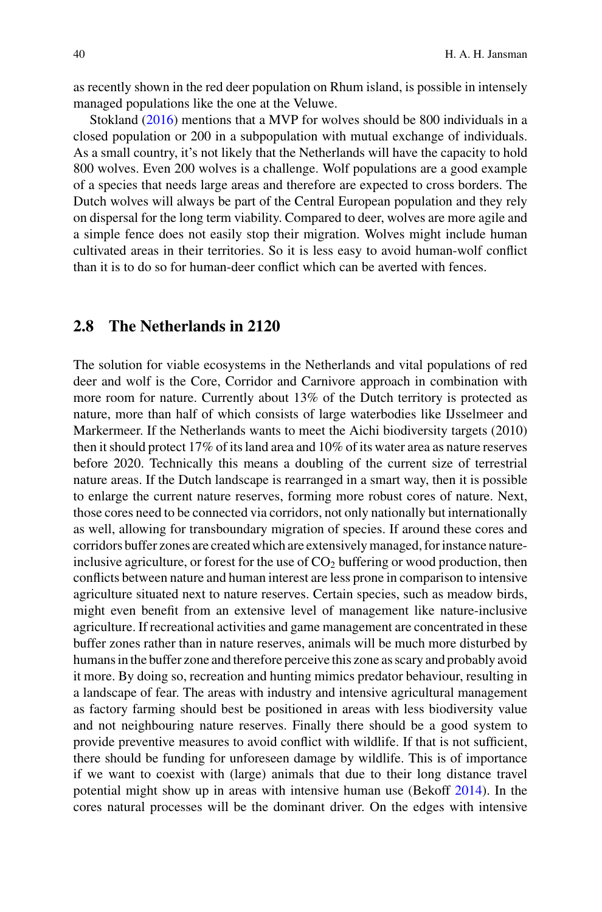as recently shown in the red deer population on Rhum island, is possible in intensely managed populations like the one at the Veluwe.

Stokland (2016) mentions that a MVP for wolves should be 800 individuals in a closed population or 200 in a subpopulation with mutual exchange of individuals. As a small country, it's not likely that the Netherlands will have the capacity to hold 800 wolves. Even 200 wolves is a challenge. Wolf populations are a good example of a species that needs large areas and therefore are expected to cross borders. The Dutch wolves will always be part of the Central European population and they rely on dispersal for the long term viability. Compared to deer, wolves are more agile and a simple fence does not easily stop their migration. Wolves might include human cultivated areas in their territories. So it is less easy to avoid human-wolf conflict than it is to do so for human-deer conflict which can be averted with fences.

## 2.8 The Netherlands in 2120

The solution for viable ecosystems in the Netherlands and vital populations of red deer and wolf is the Core, Corridor and Carnivore approach in combination with more room for nature. Currently about 13% of the Dutch territory is protected as nature, more than half of which consists of large waterbodies like IJsselmeer and Markermeer. If the Netherlands wants to meet the Aichi biodiversity targets (2010) then it should protect 17% of its land area and 10% of its water area as nature reserves before 2020. Technically this means a doubling of the current size of terrestrial nature areas. If the Dutch landscape is rearranged in a smart way, then it is possible to enlarge the current nature reserves, forming more robust cores of nature. Next, those cores need to be connected via corridors, not only nationally but internationally as well, allowing for transboundary migration of species. If around these cores and corridors buffer zones are created which are extensively managed, for instance nature-inclusive agriculture, or forest for the use of $CO_2$ buffering or wood production, then conflicts between nature and human interest are less prone in comparison to intensive agriculture situated next to nature reserves. Certain species, such as meadow birds, might even benefit from an extensive level of management like nature-inclusive agriculture. If recreational activities and game management are concentrated in these buffer zones rather than in nature reserves, animals will be much more disturbed by humans in the buffer zone and therefore perceive this zone as scary and probably avoid it more. By doing so, recreation and hunting mimics predator behaviour, resulting in a landscape of fear. The areas with industry and intensive agricultural management as factory farming should best be positioned in areas with less biodiversity value and not neighbouring nature reserves. Finally there should be a good system to provide preventive measures to avoid conflict with wildlife. If that is not sufficient, there should be funding for unforeseen damage by wildlife. This is of importance if we want to coexist with (large) animals that due to their long distance travel potential might show up in areas with intensive human use (Bekoff 2014). In the cores natural processes will be the dominant driver. On the edges with intensive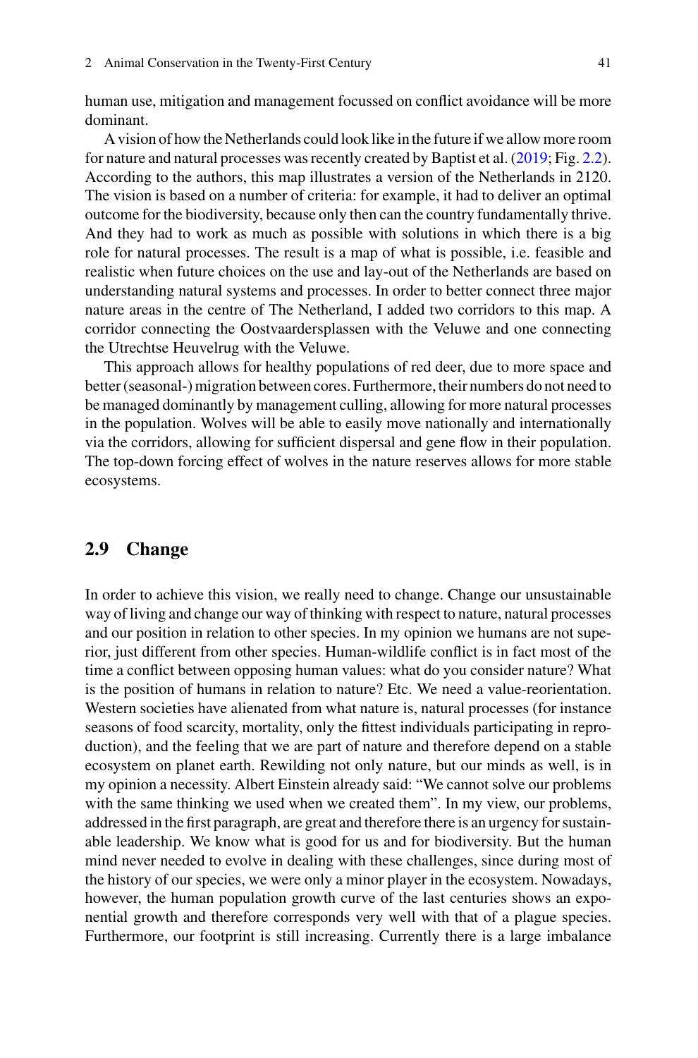human use, mitigation and management focussed on conflict avoidance will be more dominant.

A vision of how the Netherlands could look like in the future if we allow more room for nature and natural processes was recently created by Baptist et al. (2019; Fig. 2.2). According to the authors, this map illustrates a version of the Netherlands in 2120. The vision is based on a number of criteria: for example, it had to deliver an optimal outcome for the biodiversity, because only then can the country fundamentally thrive. And they had to work as much as possible with solutions in which there is a big role for natural processes. The result is a map of what is possible, i.e. feasible and realistic when future choices on the use and lay-out of the Netherlands are based on understanding natural systems and processes. In order to better connect three major nature areas in the centre of The Netherland, I added two corridors to this map. A corridor connecting the Oostvaardersplassen with the Veluwe and one connecting the Utrechtse Heuvelrug with the Veluwe.

This approach allows for healthy populations of red deer, due to more space and better (seasonal-) migration between cores. Furthermore, their numbers do not need to be managed dominantly by management culling, allowing for more natural processes in the population. Wolves will be able to easily move nationally and internationally via the corridors, allowing for sufficient dispersal and gene flow in their population. The top-down forcing effect of wolves in the nature reserves allows for more stable ecosystems.

## 2.9 Change

In order to achieve this vision, we really need to change. Change our unsustainable way of living and change our way of thinking with respect to nature, natural processes and our position in relation to other species. In my opinion we humans are not superior, just different from other species. Human-wildlife conflict is in fact most of the time a conflict between opposing human values: what do you consider nature? What is the position of humans in relation to nature? Etc. We need a value-reorientation. Western societies have alienated from what nature is, natural processes (for instance seasons of food scarcity, mortality, only the fittest individuals participating in reproduction), and the feeling that we are part of nature and therefore depend on a stable ecosystem on planet earth. Rewilding not only nature, but our minds as well, is in my opinion a necessity. Albert Einstein already said: "We cannot solve our problems with the same thinking we used when we created them". In my view, our problems, addressed in the first paragraph, are great and therefore there is an urgency for sustainable leadership. We know what is good for us and for biodiversity. But the human mind never needed to evolve in dealing with these challenges, since during most of the history of our species, we were only a minor player in the ecosystem. Nowadays, however, the human population growth curve of the last centuries shows an exponential growth and therefore corresponds very well with that of a plague species. Furthermore, our footprint is still increasing. Currently there is a large imbalance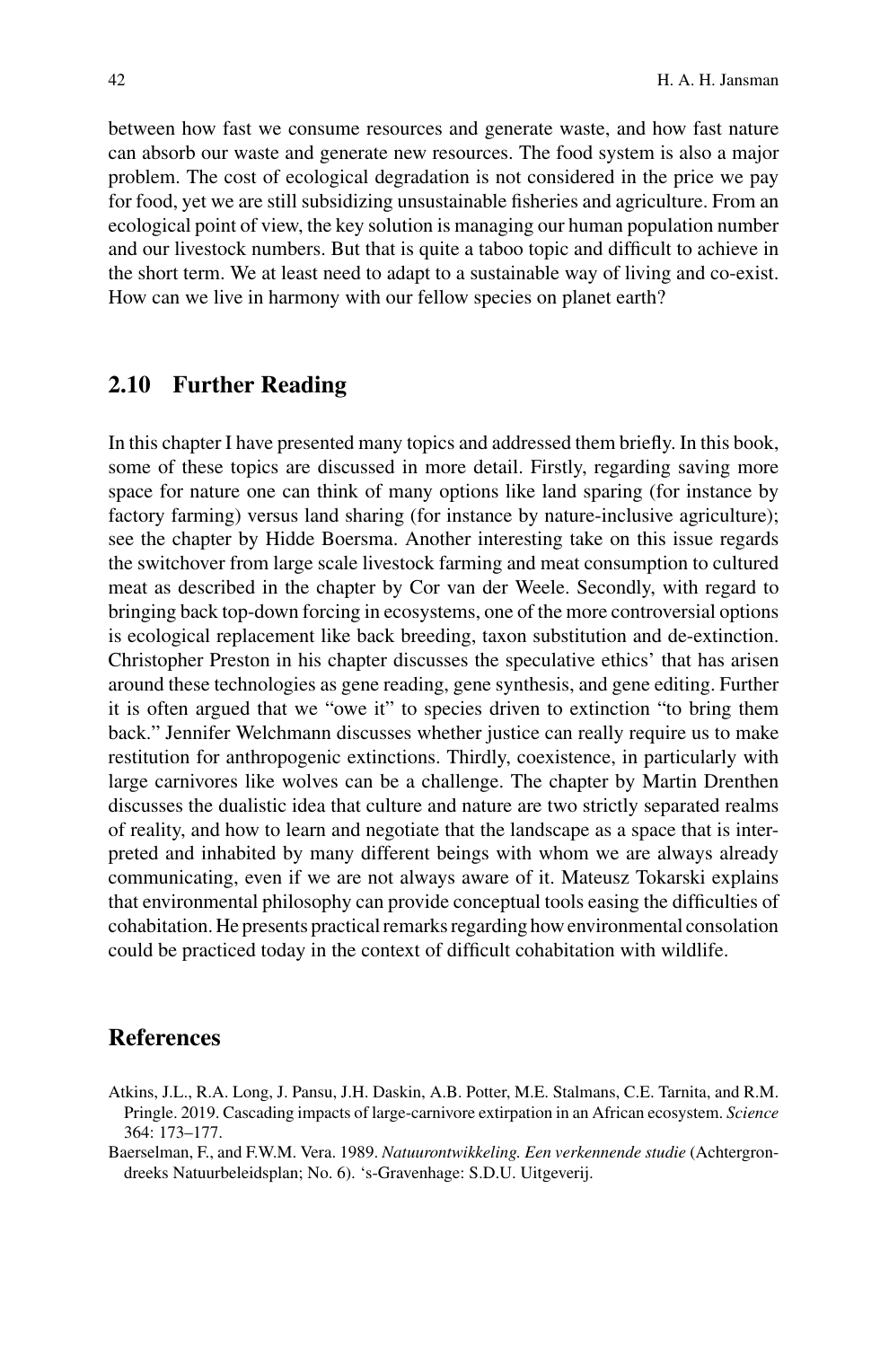between how fast we consume resources and generate waste, and how fast nature can absorb our waste and generate new resources. The food system is also a major problem. The cost of ecological degradation is not considered in the price we pay for food, yet we are still subsidizing unsustainable fisheries and agriculture. From an ecological point of view, the key solution is managing our human population number and our livestock numbers. But that is quite a taboo topic and difficult to achieve in the short term. We at least need to adapt to a sustainable way of living and co-exist. How can we live in harmony with our fellow species on planet earth?

## 2.10 Further Reading

In this chapter I have presented many topics and addressed them briefly. In this book, some of these topics are discussed in more detail. Firstly, regarding saving more space for nature one can think of many options like land sparing (for instance by factory farming) versus land sharing (for instance by nature-inclusive agriculture); see the chapter by Hidde Boersma. Another interesting take on this issue regards the switchover from large scale livestock farming and meat consumption to cultured meat as described in the chapter by Cor van der Weele. Secondly, with regard to bringing back top-down forcing in ecosystems, one of the more controversial options is ecological replacement like back breeding, taxon substitution and de-extinction. Christopher Preston in his chapter discusses the speculative ethics' that has arisen around these technologies as gene reading, gene synthesis, and gene editing. Further it is often argued that we "owe it" to species driven to extinction "to bring them back." Jennifer Welchmann discusses whether justice can really require us to make restitution for anthropogenic extinctions. Thirdly, coexistence, in particularly with large carnivores like wolves can be a challenge. The chapter by Martin Drenthen discusses the dualistic idea that culture and nature are two strictly separated realms of reality, and how to learn and negotiate that the landscape as a space that is interpreted and inhabited by many different beings with whom we are always already communicating, even if we are not always aware of it. Mateusz Tokarski explains that environmental philosophy can provide conceptual tools easing the difficulties of cohabitation. He presents practical remarks regarding how environmental consolation could be practiced today in the context of difficult cohabitation with wildlife.

## References

Atkins, J.L., R.A. Long, J. Pansu, J.H. Daskin, A.B. Potter, M.E. Stalmans, C.E. Tarnita, and R.M. Pringle. 2019. Cascading impacts of large-carnivore extirpation in an African ecosystem. *Science* 364: 173–177.

Baerselman, F., and F.W.M. Vera. 1989. *Natuurontwikkeling. Een verkennende studie* (Achtergronddreeks Natuurbeleidsplan; No. 6). 's-Gravenhage: S.D.U. Uitgeverij.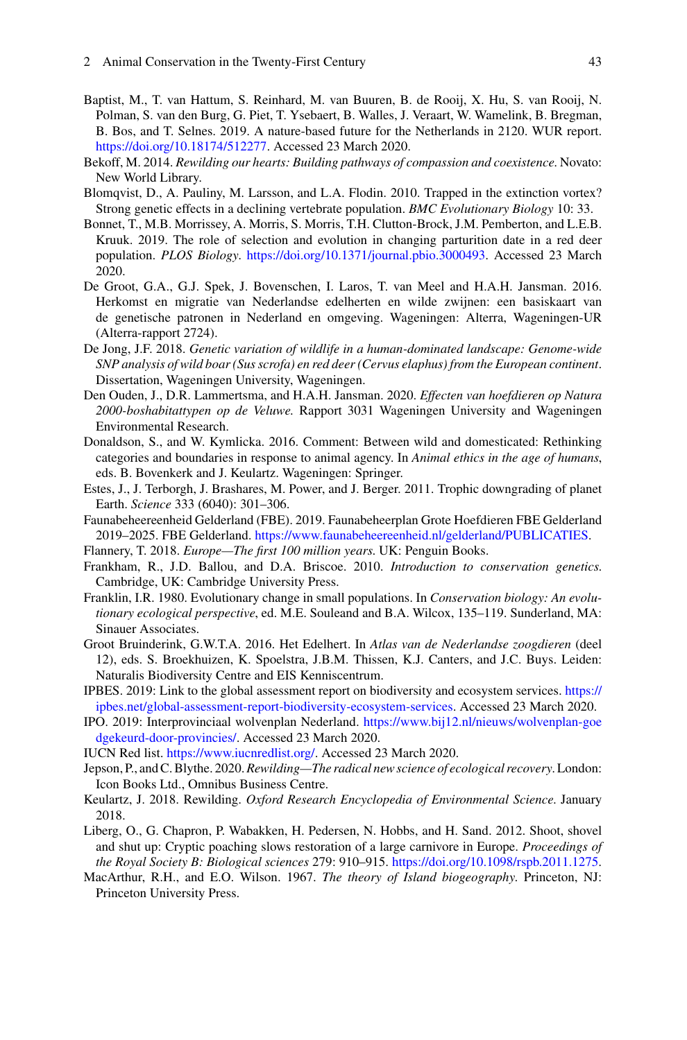Baptist, M., T. van Hattum, S. Reinhard, M. van Buuren, B. de Rooij, X. Hu, S. van Rooij, N. Polman, S. van den Burg, G. Piet, T. Ysebaert, B. Walles, J. Veraart, W. Wamelink, B. Bregman, B. Bos, and T. Selnes. 2019. A nature-based future for the Netherlands in 2120. WUR report. https://doi.org/10.18174/512277. Accessed 23 March 2020.

Bekoff, M. 2014. *Rewilding our hearts: Building pathways of compassion and coexistence.* Novato: New World Library.

Blomqvist, D., A. Pauliny, M. Larsson, and L.A. Flodin. 2010. Trapped in the extinction vortex? Strong genetic effects in a declining vertebrate population. *BMC Evolutionary Biology* 10: 33.

Bonnet, T., M.B. Morrissey, A. Morris, S. Morris, T.H. Clutton-Brock, J.M. Pemberton, and L.E.B. Kruuk. 2019. The role of selection and evolution in changing parturition date in a red deer population. *PLOS Biology*. https://doi.org/10.1371/journal.pbio.3000493. Accessed 23 March 2020.

De Groot, G.A., G.J. Spek, J. Bovenschen, I. Laros, T. van Meel and H.A.H. Jansman. 2016. Herkomst en migratie van Nederlandse edelherten en wilde zwijnen: een basiskaart van de genetische patronen in Nederland en omgeving. Wageningen: Alterra, Wageningen-UR (Alterra-rapport 2724).

De Jong, J.F. 2018. *Genetic variation of wildlife in a human-dominated landscape: Genome-wide SNP analysis of wild boar (Sus scrofa) en red deer (Cervus elaphus) from the European continent*. Dissertation, Wageningen University, Wageningen.

Den Ouden, J., D.R. Lammertsma, and H.A.H. Jansman. 2020. *Effecten van hoefdieren op Natura 2000-boshabitattypen op de Veluwe.* Rapport 3031 Wageningen University and Wageningen Environmental Research.

Donaldson, S., and W. Kymlicka. 2016. Comment: Between wild and domesticated: Rethinking categories and boundaries in response to animal agency. In *Animal ethics in the age of humans*, eds. B. Bovenkerk and J. Keulartz. Wageningen: Springer.

Estes, J., J. Terborgh, J. Brashares, M. Power, and J. Berger. 2011. Trophic downgrading of planet Earth. *Science* 333 (6040): 301–306.

Faunabeheereenheid Gelderland (FBE). 2019. Faunabeheerplan Grote Hoefdieren FBE Gelderland 2019–2025. FBE Gelderland. https://www.faunabeheereenheid.nl/gelderland/PUBLICATIES.

Flannery, T. 2018. *Europe—The first 100 million years.* UK: Penguin Books.

Frankham, R., J.D. Ballou, and D.A. Briscoe. 2010. *Introduction to conservation genetics.* Cambridge, UK: Cambridge University Press.

Franklin, I.R. 1980. Evolutionary change in small populations. In *Conservation biology: An evolutionary ecological perspective*, ed. M.E. Souleand and B.A. Wilcox, 135–119. Sunderland, MA: Sinauer Associates.

Groot Bruinderink, G.W.T.A. 2016. Het Edelhert. In *Atlas van de Nederlandse zoogdieren* (deel 12), eds. S. Broekhuizen, K. Spoelstra, J.B.M. Thissen, K.J. Canters, and J.C. Buys. Leiden: Naturalis Biodiversity Centre and EIS Kenniscentrum.

IPBES. 2019: Link to the global assessment report on biodiversity and ecosystem services. https://ipbes.net/global-assessment-report-biodiversity-ecosystem-services. Accessed 23 March 2020.

IPO. 2019: Interprovinciaal wolvenplan Nederland. https://www.bij12.nl/nieuws/wolvenplan-goedgekeurd-door-provincies/. Accessed 23 March 2020.

IUCN Red list. https://www.iucnredlist.org/. Accessed 23 March 2020.

Jepson, P., and C. Blythe. 2020. *Rewilding—The radical new science of ecological recovery.* London: Icon Books Ltd., Omnibus Business Centre.

Keulartz, J. 2018. Rewilding. *Oxford Research Encyclopedia of Environmental Science.* January 2018.

Liberg, O., G. Chapron, P. Wabakken, H. Pedersen, N. Hobbs, and H. Sand. 2012. Shoot, shovel and shut up: Cryptic poaching slows restoration of a large carnivore in Europe. *Proceedings of the Royal Society B: Biological sciences* 279: 910–915. https://doi.org/10.1098/rspb.2011.1275.

MacArthur, R.H., and E.O. Wilson. 1967. *The theory of Island biogeography.* Princeton, NJ: Princeton University Press.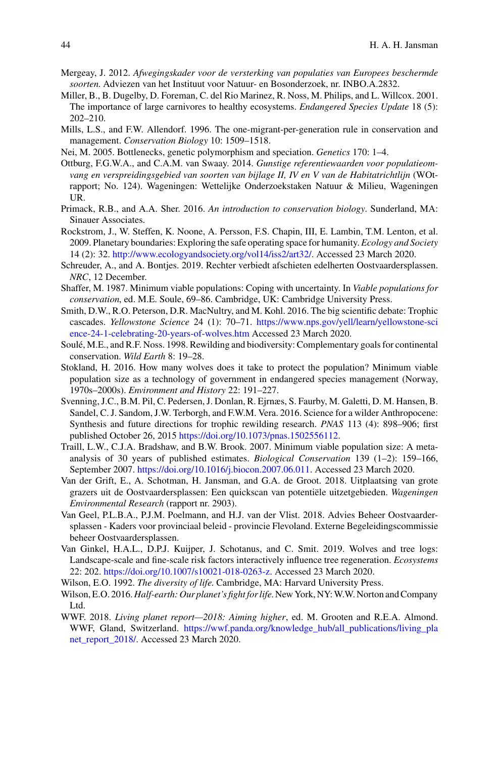Mergeay, J. 2012. *Afwegingskader voor de versterking van populaties van Europees beschermde soorten.* Adviezen van het Instituut voor Natuur- en Bosonderzoek, nr. INBO.A.2832.

Miller, B., B. Dugelby, D. Foreman, C. del Rio Marinez, R. Noss, M. Philips, and L. Willcox. 2001. The importance of large carnivores to healthy ecosystems. *Endangered Species Update* 18 (5): 202–210.

Mills, L.S., and F.W. Allendorf. 1996. The one-migrant-per-generation rule in conservation and management. *Conservation Biology* 10: 1509–1518.

Nei, M. 2005. Bottlenecks, genetic polymorphism and speciation. *Genetics* 170: 1–4.

Ottburg, F.G.W.A., and C.A.M. van Swaay. 2014. *Gunstige referentiewaarden voor populatieomvang en verspreidingsgebied van soorten van bijlage II, IV en V van de Habitatrichtlijn* (WOt-rapport; No. 124). Wageningen: Wettelijke Onderzoekstaken Natuur & Milieu, Wageningen UR.

Primack, R.B., and A.A. Sher. 2016. *An introduction to conservation biology*. Sunderland, MA: Sinauer Associates.

Rockstrom, J., W. Steffen, K. Noone, A. Persson, F.S. Chapin, III, E. Lambin, T.M. Lenton, et al. 2009. Planetary boundaries: Exploring the safe operating space for humanity. *Ecology and Society* 14 (2): 32. http://www.ecologyandsociety.org/vol14/iss2/art32/. Accessed 23 March 2020.

Schreuder, A., and A. Bontjes. 2019. Rechter verbiedt afschieten edelherten Oostvaardersplassen. *NRC*, 12 December.

Shaffer, M. 1987. Minimum viable populations: Coping with uncertainty. In *Viable populations for conservation*, ed. M.E. Soule, 69–86. Cambridge, UK: Cambridge University Press.

Smith, D.W., R.O. Peterson, D.R. MacNultry, and M. Kohl. 2016. The big scientific debate: Trophic cascades. *Yellowstone Science* 24 (1): 70–71. https://www.nps.gov/yell/learn/yellowstone-science-24-1-celebrating-20-years-of-wolves.htm Accessed 23 March 2020.

Soulé, M.E., and R.F. Noss. 1998. Rewilding and biodiversity: Complementary goals for continental conservation. *Wild Earth* 8: 19–28.

Stokland, H. 2016. How many wolves does it take to protect the population? Minimum viable population size as a technology of government in endangered species management (Norway, 1970s–2000s). *Environment and History* 22: 191–227.

Svenning, J.C., B.M. Pil, C. Pedersen, J. Donlan, R. Ejrnæs, S. Faurby, M. Galetti, D. M. Hansen, B. Sandel, C. J. Sandom, J.W. Terborgh, and F.W.M. Vera. 2016. Science for a wilder Anthropocene: Synthesis and future directions for trophic rewilding research. *PNAS* 113 (4): 898–906; first published October 26, 2015 https://doi.org/10.1073/pnas.1502556112.

Traill, L.W., C.J.A. Bradshaw, and B.W. Brook. 2007. Minimum viable population size: A meta-analysis of 30 years of published estimates. *Biological Conservation* 139 (1–2): 159–166, September 2007. https://doi.org/10.1016/j.biocon.2007.06.011. Accessed 23 March 2020.

Van der Grift, E., A. Schotman, H. Jansman, and G.A. de Groot. 2018. Uitplaatsing van grote grazers uit de Oostvaardersplassen: Een quickscan van potentiële uitzetgebieden. *Wageningen Environmental Research* (rapport nr. 2903).

Van Geel, P.L.B.A., P.J.M. Poelmann, and H.J. van der Vlist. 2018. Advies Beheer Oostvaardersplassen - Kaders voor provinciaal beleid - provincie Flevoland. Externe Begeleidingscommissie beheer Oostvaardersplassen.

Van Ginkel, H.A.L., D.P.J. Kuijper, J. Schotanus, and C. Smit. 2019. Wolves and tree logs: Landscape-scale and fine-scale risk factors interactively influence tree regeneration. *Ecosystems* 22: 202. https://doi.org/10.1007/s10021-018-0263-z. Accessed 23 March 2020.

Wilson, E.O. 1992. *The diversity of life.* Cambridge, MA: Harvard University Press.

Wilson, E.O. 2016. *Half-earth: Our planet's fight for life.* New York, NY: W.W. Norton and Company Ltd.

WWF. 2018. *Living planet report—2018: Aiming higher*, ed. M. Grooten and R.E.A. Almond. WWF, Gland, Switzerland. https://wwf.panda.org/knowledge_hub/all_publications/living_planet_report_2018/. Accessed 23 March 2020.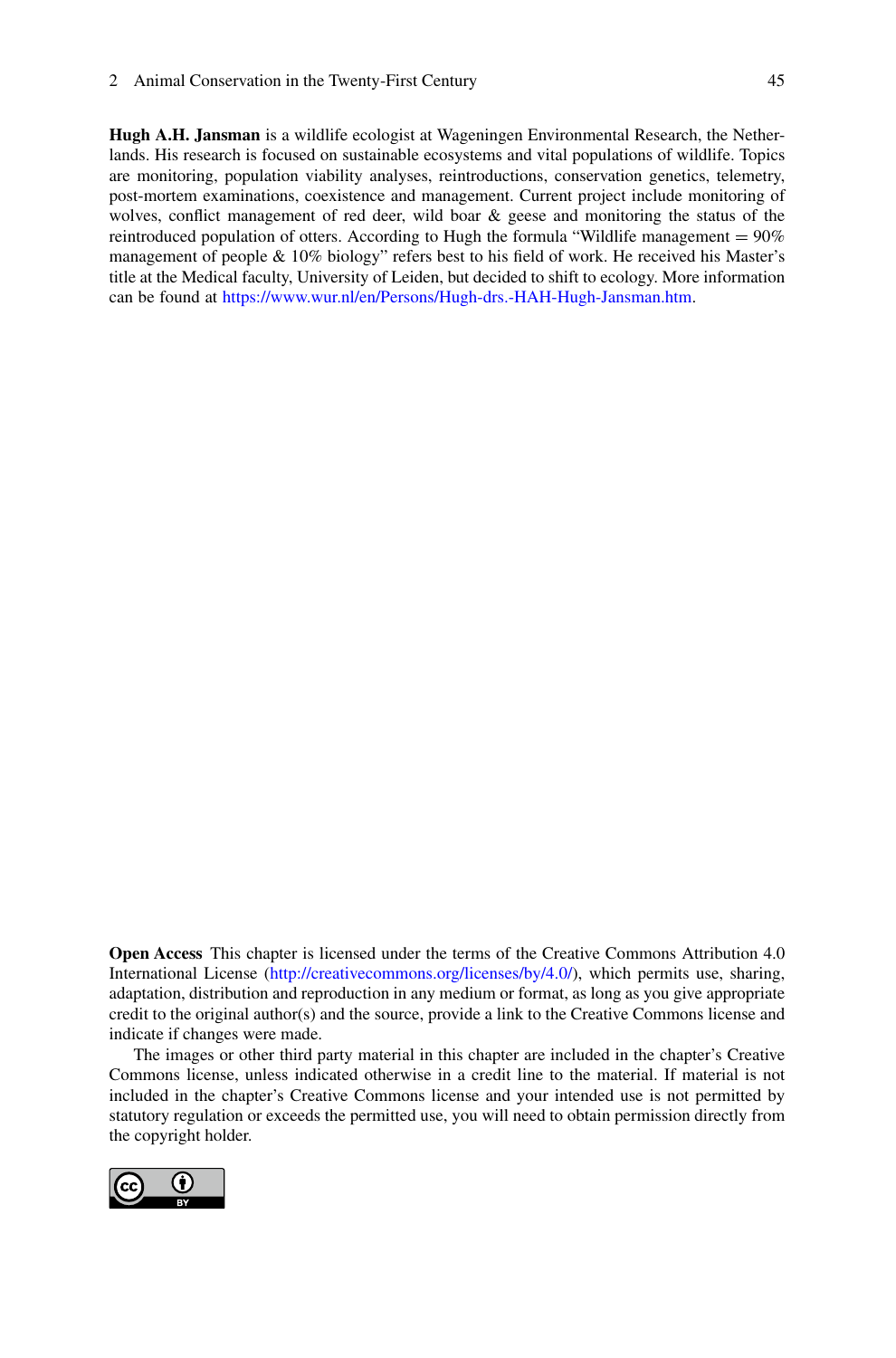**Hugh A.H. Jansman** is a wildlife ecologist at Wageningen Environmental Research, the Netherlands. His research is focused on sustainable ecosystems and vital populations of wildlife. Topics are monitoring, population viability analyses, reintroductions, conservation genetics, telemetry, post-mortem examinations, coexistence and management. Current project include monitoring of wolves, conflict management of red deer, wild boar & geese and monitoring the status of the reintroduced population of otters. According to Hugh the formula "Wildlife management = 90% management of people & 10% biology" refers best to his field of work. He received his Master's title at the Medical faculty, University of Leiden, but decided to shift to ecology. More information can be found at https://www.wur.nl/en/Persons/Hugh-drs.-HAH-Hugh-Jansman.htm.

**Open Access** This chapter is licensed under the terms of the Creative Commons Attribution 4.0 International License (http://creativecommons.org/licenses/by/4.0/), which permits use, sharing, adaptation, distribution and reproduction in any medium or format, as long as you give appropriate credit to the original author(s) and the source, provide a link to the Creative Commons license and indicate if changes were made.

The images or other third party material in this chapter are included in the chapter's Creative Commons license, unless indicated otherwise in a credit line to the material. If material is not included in the chapter's Creative Commons license and your intended use is not permitted by statutory regulation or exceeds the permitted use, you will need to obtain permission directly from the copyright holder.